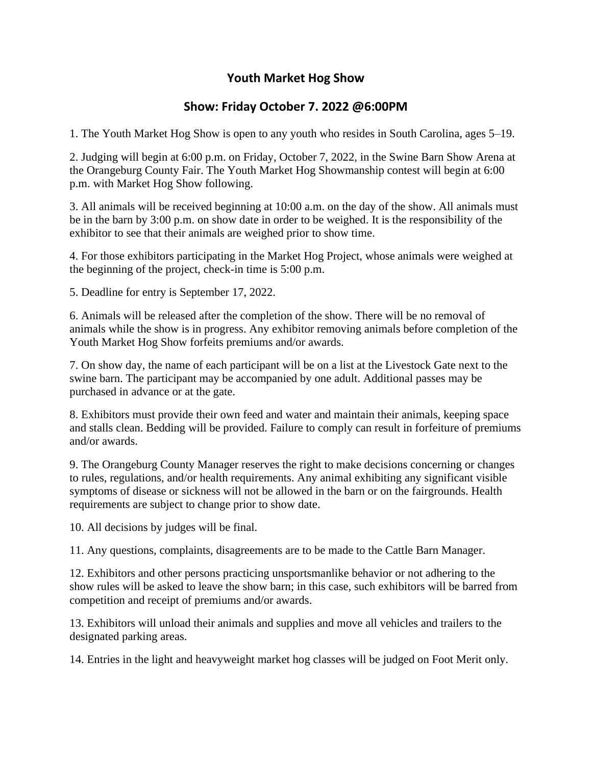# Youth Market Hog Show

## Show: Friday October 7. 2022 @6:00PM

1. The Youth Market Hog Show is open to any youth who resides in South Carolina, ages 5–19.

2. Judging will begin at 6:00 p.m. on Friday, October 7, 2022, in the Swine Barn Show Arena at the Orangeburg County Fair. The Youth Market Hog Showmanship contest will begin at 6:00 p.m. with Market Hog Show following.

3. All animals will be received beginning at 10:00 a.m. on the day of the show. All animals must be in the barn by 3:00 p.m. on show date in order to be weighed. It is the responsibility of the exhibitor to see that their animals are weighed prior to show time.

4. For those exhibitors participating in the Market Hog Project, whose animals were weighed at the beginning of the project, check-in time is 5:00 p.m.

5. Deadline for entry is September 17, 2022.

6. Animals will be released after the completion of the show. There will be no removal of animals while the show is in progress. Any exhibitor removing animals before completion of the Youth Market Hog Show forfeits premiums and/or awards.

7. On show day, the name of each participant will be on a list at the Livestock Gate next to the swine barn. The participant may be accompanied by one adult. Additional passes may be purchased in advance or at the gate.

8. Exhibitors must provide their own feed and water and maintain their animals, keeping space and stalls clean. Bedding will be provided. Failure to comply can result in forfeiture of premiums and/or awards.

9. The Orangeburg County Manager reserves the right to make decisions concerning or changes to rules, regulations, and/or health requirements. Any animal exhibiting any significant visible symptoms of disease or sickness will not be allowed in the barn or on the fairgrounds. Health requirements are subject to change prior to show date.

10. All decisions by judges will be final.

11. Any questions, complaints, disagreements are to be made to the Cattle Barn Manager.

12. Exhibitors and other persons practicing unsportsmanlike behavior or not adhering to the show rules will be asked to leave the show barn; in this case, such exhibitors will be barred from competition and receipt of premiums and/or awards.

13. Exhibitors will unload their animals and supplies and move all vehicles and trailers to the designated parking areas.

14. Entries in the light and heavyweight market hog classes will be judged on Foot Merit only.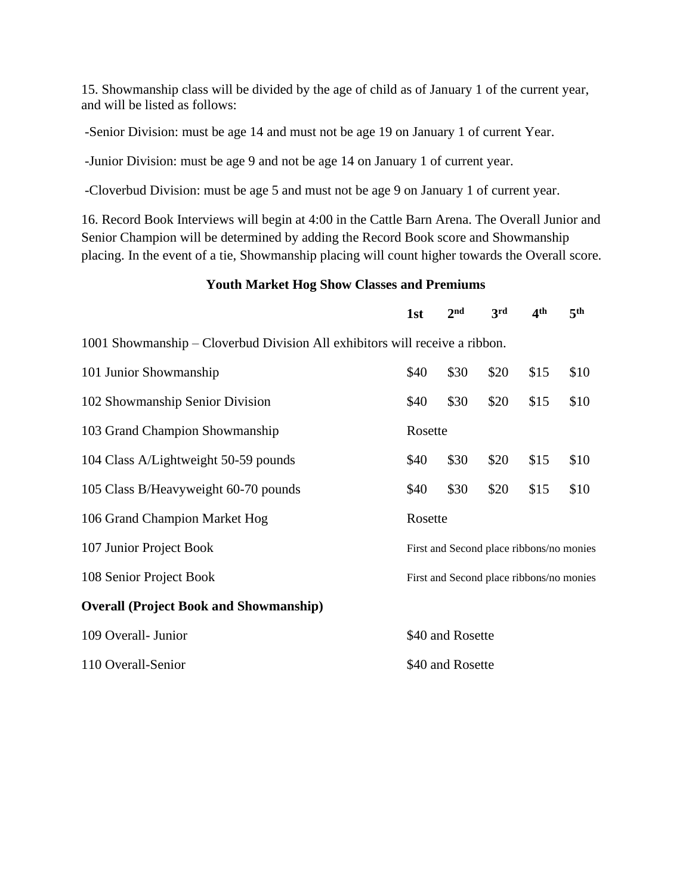15. Showmanship class will be divided by the age of child as of January 1 of the current year, and will be listed as follows:

-Senior Division: must be age 14 and must not be age 19 on January 1 of current Year.

-Junior Division: must be age 9 and not be age 14 on January 1 of current year.

-Cloverbud Division: must be age 5 and must not be age 9 on January 1 of current year.

16. Record Book Interviews will begin at 4:00 in the Cattle Barn Arena. The Overall Junior and Senior Champion will be determined by adding the Record Book score and Showmanship placing. In the event of a tie, Showmanship placing will count higher towards the Overall score.

### Youth Market Hog Show Classes and Premiums

| | 1st | 2nd | 3rd | 4th | 5th |
|---|---|---|---|---|---|
| 1001 Showmanship – Cloverbud Division All exhibitors will receive a ribbon. | | | | | |
| 101 Junior Showmanship | $40 | $30 | $20 | $15 | $10 |
| 102 Showmanship Senior Division | $40 | $30 | $20 | $15 | $10 |
| 103 Grand Champion Showmanship | Rosette | | | | |
| 104 Class A/Lightweight 50-59 pounds | $40 | $30 | $20 | $15 | $10 |
| 105 Class B/Heavyweight 60-70 pounds | $40 | $30 | $20 | $15 | $10 |
| 106 Grand Champion Market Hog | Rosette | | | | |
| 107 Junior Project Book | First and Second place ribbons/no monies | | | | |
| 108 Senior Project Book | First and Second place ribbons/no monies | | | | |
| **Overall (Project Book and Showmanship)** | | | | | |
| 109 Overall- Junior | $40 and Rosette | | | | |
| 110 Overall-Senior | $40 and Rosette | | | | |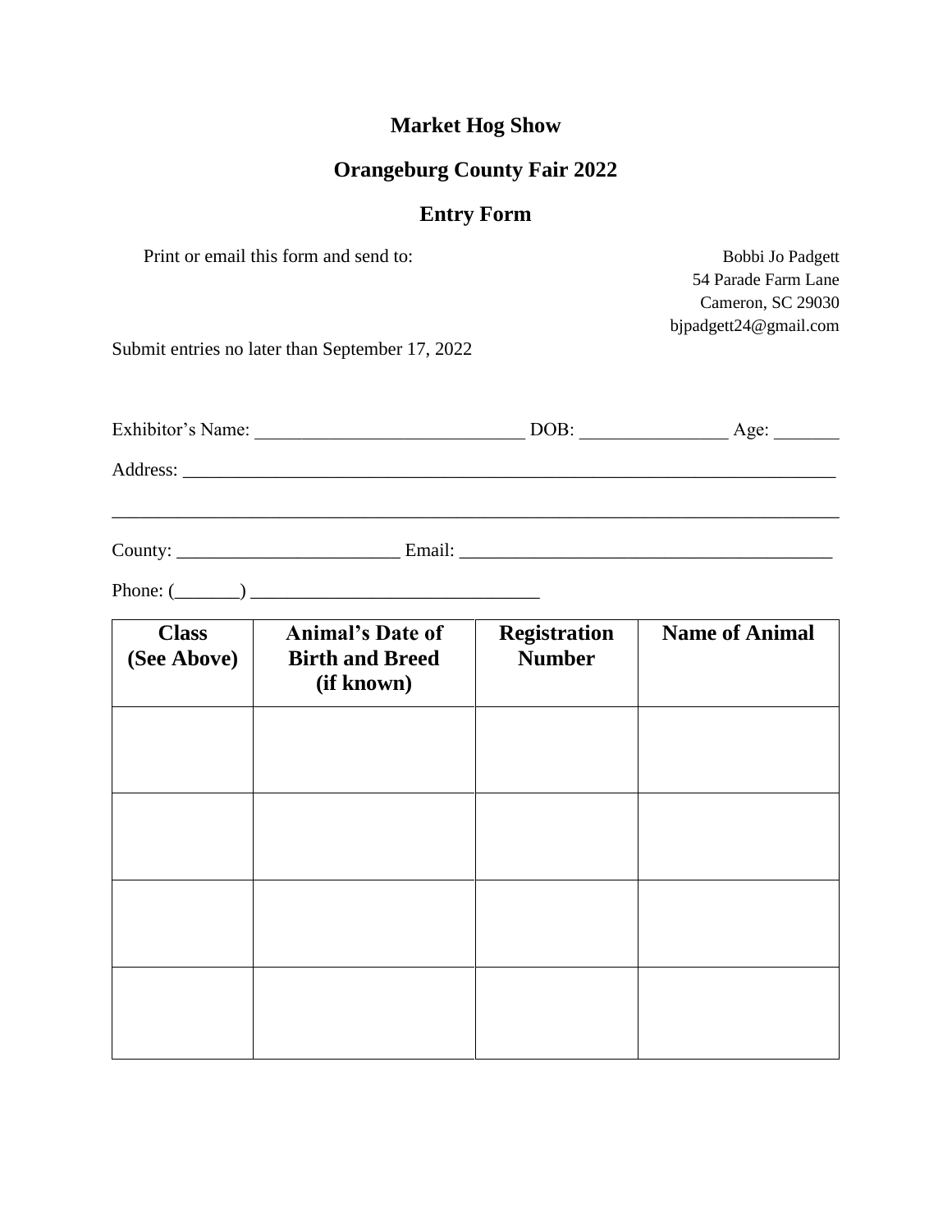# Market Hog Show

## Orangeburg County Fair 2022

## Entry Form

Print or email this form and send to:

Bobbi Jo Padgett
54 Parade Farm Lane
Cameron, SC 29030
bjpadgett24@gmail.com

Submit entries no later than September 17, 2022

Exhibitor's Name: ______________________________ DOB: ________________ Age: _______

Address: _________________________________________________________________________

__________________________________________________________________________________

County: ________________________ Email: _________________________________________

Phone: (_______) ________________________________

| Class (See Above) | Animal's Date of Birth and Breed (if known) | Registration Number | Name of Animal |
| --- | --- | --- | --- |
| | | | |
| | | | |
| | | | |
| | | | |